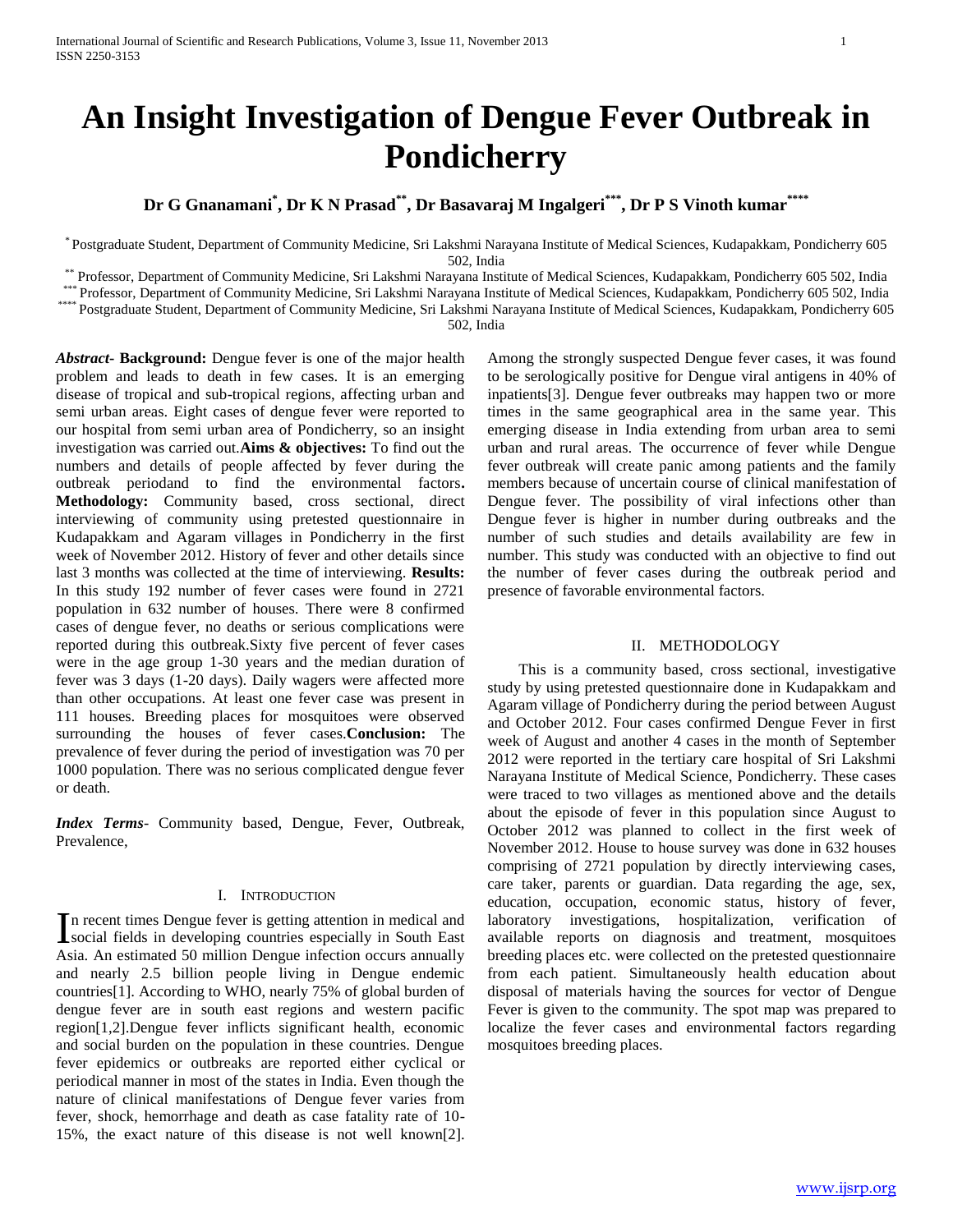# An Insight Investigation of Dengue Fever Outbreak in Pondicherry

**Dr G Gnanamani[*], Dr K N Prasad[**], Dr Basavaraj M Ingalgeri[***], Dr P S Vinoth kumar[****]**

[*] Postgraduate Student, Department of Community Medicine, Sri Lakshmi Narayana Institute of Medical Sciences, Kudapakkam, Pondicherry 605 502, India
[**] Professor, Department of Community Medicine, Sri Lakshmi Narayana Institute of Medical Sciences, Kudapakkam, Pondicherry 605 502, India
[***] Professor, Department of Community Medicine, Sri Lakshmi Narayana Institute of Medical Sciences, Kudapakkam, Pondicherry 605 502, India
[****] Postgraduate Student, Department of Community Medicine, Sri Lakshmi Narayana Institute of Medical Sciences, Kudapakkam, Pondicherry 605 502, India

***Abstract-*** **Background:** Dengue fever is one of the major health problem and leads to death in few cases. It is an emerging disease of tropical and sub-tropical regions, affecting urban and semi urban areas. Eight cases of dengue fever were reported to our hospital from semi urban area of Pondicherry, so an insight investigation was carried out.**Aims & objectives:** To find out the numbers and details of people affected by fever during the outbreak periodand to find the environmental factors**. Methodology:** Community based, cross sectional, direct interviewing of community using pretested questionnaire in Kudapakkam and Agaram villages in Pondicherry in the first week of November 2012. History of fever and other details since last 3 months was collected at the time of interviewing. **Results:** In this study 192 number of fever cases were found in 2721 population in 632 number of houses. There were 8 confirmed cases of dengue fever, no deaths or serious complications were reported during this outbreak.Sixty five percent of fever cases were in the age group 1-30 years and the median duration of fever was 3 days (1-20 days). Daily wagers were affected more than other occupations. At least one fever case was present in 111 houses. Breeding places for mosquitoes were observed surrounding the houses of fever cases.**Conclusion:** The prevalence of fever during the period of investigation was 70 per 1000 population. There was no serious complicated dengue fever or death.

***Index Terms***- Community based, Dengue, Fever, Outbreak, Prevalence,

## I. Introduction

In recent times Dengue fever is getting attention in medical and social fields in developing countries especially in South East Asia. An estimated 50 million Dengue infection occurs annually and nearly 2.5 billion people living in Dengue endemic countries[1]. According to WHO, nearly 75% of global burden of dengue fever are in south east regions and western pacific region[1,2].Dengue fever inflicts significant health, economic and social burden on the population in these countries. Dengue fever epidemics or outbreaks are reported either cyclical or periodical manner in most of the states in India. Even though the nature of clinical manifestations of Dengue fever varies from fever, shock, hemorrhage and death as case fatality rate of 10-15%, the exact nature of this disease is not well known[2]. Among the strongly suspected Dengue fever cases, it was found to be serologically positive for Dengue viral antigens in 40% of inpatients[3]. Dengue fever outbreaks may happen two or more times in the same geographical area in the same year. This emerging disease in India extending from urban area to semi urban and rural areas. The occurrence of fever while Dengue fever outbreak will create panic among patients and the family members because of uncertain course of clinical manifestation of Dengue fever. The possibility of viral infections other than Dengue fever is higher in number during outbreaks and the number of such studies and details availability are few in number. This study was conducted with an objective to find out the number of fever cases during the outbreak period and presence of favorable environmental factors.

## II. Methodology

This is a community based, cross sectional, investigative study by using pretested questionnaire done in Kudapakkam and Agaram village of Pondicherry during the period between August and October 2012. Four cases confirmed Dengue Fever in first week of August and another 4 cases in the month of September 2012 were reported in the tertiary care hospital of Sri Lakshmi Narayana Institute of Medical Science, Pondicherry. These cases were traced to two villages as mentioned above and the details about the episode of fever in this population since August to October 2012 was planned to collect in the first week of November 2012. House to house survey was done in 632 houses comprising of 2721 population by directly interviewing cases, care taker, parents or guardian. Data regarding the age, sex, education, occupation, economic status, history of fever, laboratory investigations, hospitalization, verification of available reports on diagnosis and treatment, mosquitoes breeding places etc. were collected on the pretested questionnaire from each patient. Simultaneously health education about disposal of materials having the sources for vector of Dengue Fever is given to the community. The spot map was prepared to localize the fever cases and environmental factors regarding mosquitoes breeding places.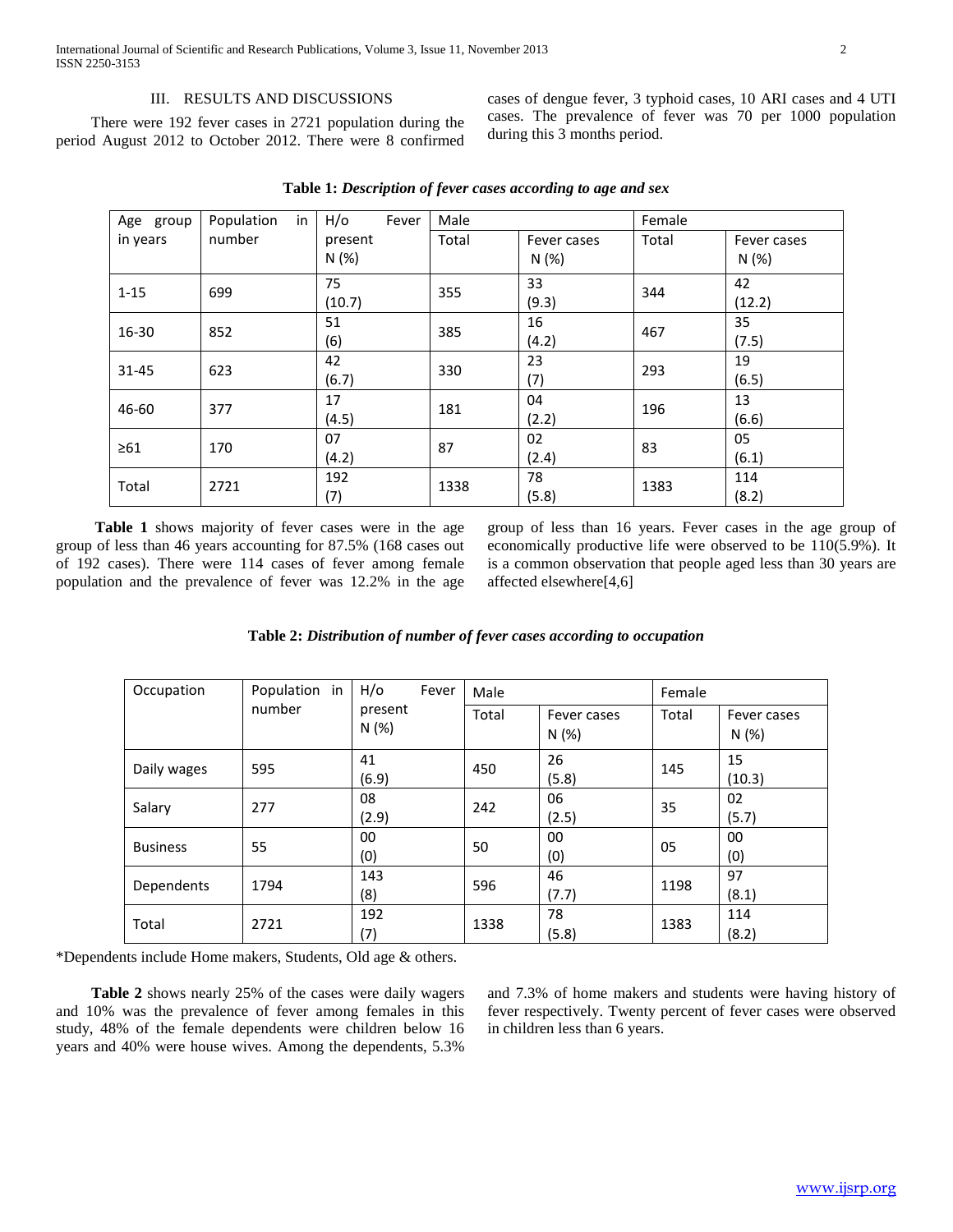## III. RESULTS AND DISCUSSIONS

There were 192 fever cases in 2721 population during the period August 2012 to October 2012. There were 8 confirmed cases of dengue fever, 3 typhoid cases, 10 ARI cases and 4 UTI cases. The prevalence of fever was 70 per 1000 population during this 3 months period.

**Table 1:** ***Description of fever cases according to age and sex***

| Age group in years | Population in number | H/o Fever present N (%) | Male | | Female | |
|---|---|---|---|---|---|---|
| | | | Total | Fever cases N (%) | Total | Fever cases N (%) |
| 1-15 | 699 | 75 (10.7) | 355 | 33 (9.3) | 344 | 42 (12.2) |
| 16-30 | 852 | 51 (6) | 385 | 16 (4.2) | 467 | 35 (7.5) |
| 31-45 | 623 | 42 (6.7) | 330 | 23 (7) | 293 | 19 (6.5) |
| 46-60 | 377 | 17 (4.5) | 181 | 04 (2.2) | 196 | 13 (6.6) |
| ≥61 | 170 | 07 (4.2) | 87 | 02 (2.4) | 83 | 05 (6.1) |
| Total | 2721 | 192 (7) | 1338 | 78 (5.8) | 1383 | 114 (8.2) |

**Table 1** shows majority of fever cases were in the age group of less than 46 years accounting for 87.5% (168 cases out of 192 cases). There were 114 cases of fever among female population and the prevalence of fever was 12.2% in the age group of less than 16 years. Fever cases in the age group of economically productive life were observed to be 110(5.9%). It is a common observation that people aged less than 30 years are affected elsewhere[4,6]

**Table 2:** ***Distribution of number of fever cases according to occupation***

| Occupation | Population in number | H/o Fever present N (%) | Male | | Female | |
|---|---|---|---|---|---|---|
| | | | Total | Fever cases N (%) | Total | Fever cases N (%) |
| Daily wages | 595 | 41 (6.9) | 450 | 26 (5.8) | 145 | 15 (10.3) |
| Salary | 277 | 08 (2.9) | 242 | 06 (2.5) | 35 | 02 (5.7) |
| Business | 55 | 00 (0) | 50 | 00 (0) | 05 | 00 (0) |
| Dependents | 1794 | 143 (8) | 596 | 46 (7.7) | 1198 | 97 (8.1) |
| Total | 2721 | 192 (7) | 1338 | 78 (5.8) | 1383 | 114 (8.2) |

*Dependents include Home makers, Students, Old age & others.

**Table 2** shows nearly 25% of the cases were daily wagers and 10% was the prevalence of fever among females in this study, 48% of the female dependents were children below 16 years and 40% were house wives. Among the dependents, 5.3% and 7.3% of home makers and students were having history of fever respectively. Twenty percent of fever cases were observed in children less than 6 years.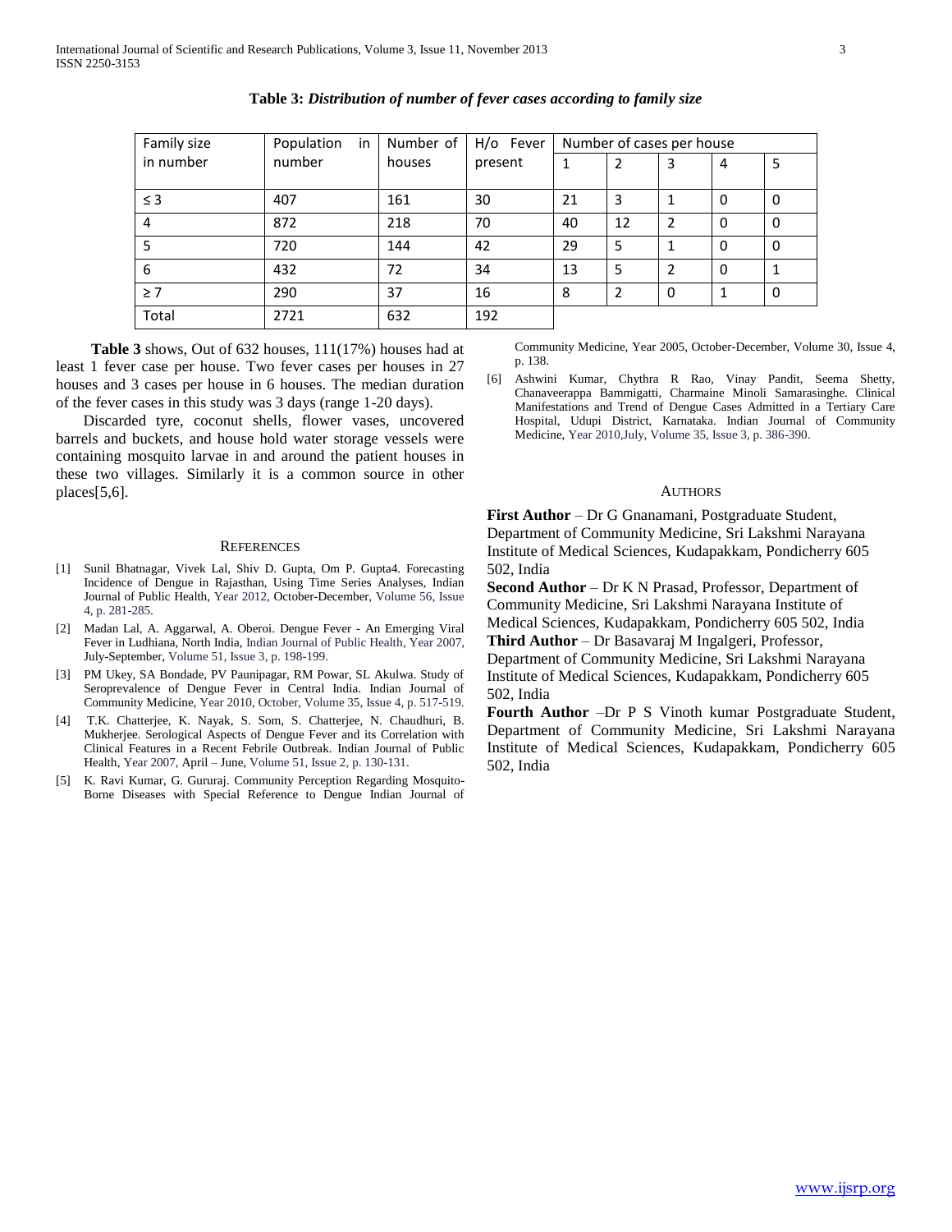**Table 3:** ***Distribution of number of fever cases according to family size***

| Family size in number | Population in number | Number of houses | H/o Fever present | Number of cases per house | | | | |
|---|---|---|---|---|---|---|---|---|
| | | | | 1 | 2 | 3 | 4 | 5 |
| ≤ 3 | 407 | 161 | 30 | 21 | 3 | 1 | 0 | 0 |
| 4 | 872 | 218 | 70 | 40 | 12 | 2 | 0 | 0 |
| 5 | 720 | 144 | 42 | 29 | 5 | 1 | 0 | 0 |
| 6 | 432 | 72 | 34 | 13 | 5 | 2 | 0 | 1 |
| ≥ 7 | 290 | 37 | 16 | 8 | 2 | 0 | 1 | 0 |
| Total | 2721 | 632 | 192 | | | | | |

**Table 3** shows, Out of 632 houses, 111(17%) houses had at least 1 fever case per house. Two fever cases per houses in 27 houses and 3 cases per house in 6 houses. The median duration of the fever cases in this study was 3 days (range 1-20 days).

Discarded tyre, coconut shells, flower vases, uncovered barrels and buckets, and house hold water storage vessels were containing mosquito larvae in and around the patient houses in these two villages. Similarly it is a common source in other places[5,6].

## References

[1] Sunil Bhatnagar, Vivek Lal, Shiv D. Gupta, Om P. Gupta4. Forecasting Incidence of Dengue in Rajasthan, Using Time Series Analyses, Indian Journal of Public Health, Year 2012, October-December, Volume 56, Issue 4, p. 281-285.

[2] Madan Lal, A. Aggarwal, A. Oberoi. Dengue Fever - An Emerging Viral Fever in Ludhiana, North India, Indian Journal of Public Health, Year 2007, July-September, Volume 51, Issue 3, p. 198-199.

[3] PM Ukey, SA Bondade, PV Paunipagar, RM Powar, SL Akulwa. Study of Seroprevalence of Dengue Fever in Central India. Indian Journal of Community Medicine, Year 2010, October, Volume 35, Issue 4, p. 517-519.

[4] T.K. Chatterjee, K. Nayak, S. Som, S. Chatterjee, N. Chaudhuri, B. Mukherjee. Serological Aspects of Dengue Fever and its Correlation with Clinical Features in a Recent Febrile Outbreak. Indian Journal of Public Health, Year 2007, April – June, Volume 51, Issue 2, p. 130-131.

[5] K. Ravi Kumar, G. Gururaj. Community Perception Regarding Mosquito-Borne Diseases with Special Reference to Dengue Indian Journal of Community Medicine, Year 2005, October-December, Volume 30, Issue 4, p. 138.

[6] Ashwini Kumar, Chythra R Rao, Vinay Pandit, Seema Shetty, Chanaveerappa Bammigatti, Charmaine Minoli Samarasinghe. Clinical Manifestations and Trend of Dengue Cases Admitted in a Tertiary Care Hospital, Udupi District, Karnataka. Indian Journal of Community Medicine, Year 2010,July, Volume 35, Issue 3, p. 386-390.

## Authors

**First Author** – Dr G Gnanamani, Postgraduate Student, Department of Community Medicine, Sri Lakshmi Narayana Institute of Medical Sciences, Kudapakkam, Pondicherry 605 502, India

**Second Author** – Dr K N Prasad, Professor, Department of Community Medicine, Sri Lakshmi Narayana Institute of Medical Sciences, Kudapakkam, Pondicherry 605 502, India

**Third Author** – Dr Basavaraj M Ingalgeri, Professor, Department of Community Medicine, Sri Lakshmi Narayana Institute of Medical Sciences, Kudapakkam, Pondicherry 605 502, India

**Fourth Author** –Dr P S Vinoth kumar Postgraduate Student, Department of Community Medicine, Sri Lakshmi Narayana Institute of Medical Sciences, Kudapakkam, Pondicherry 605 502, India